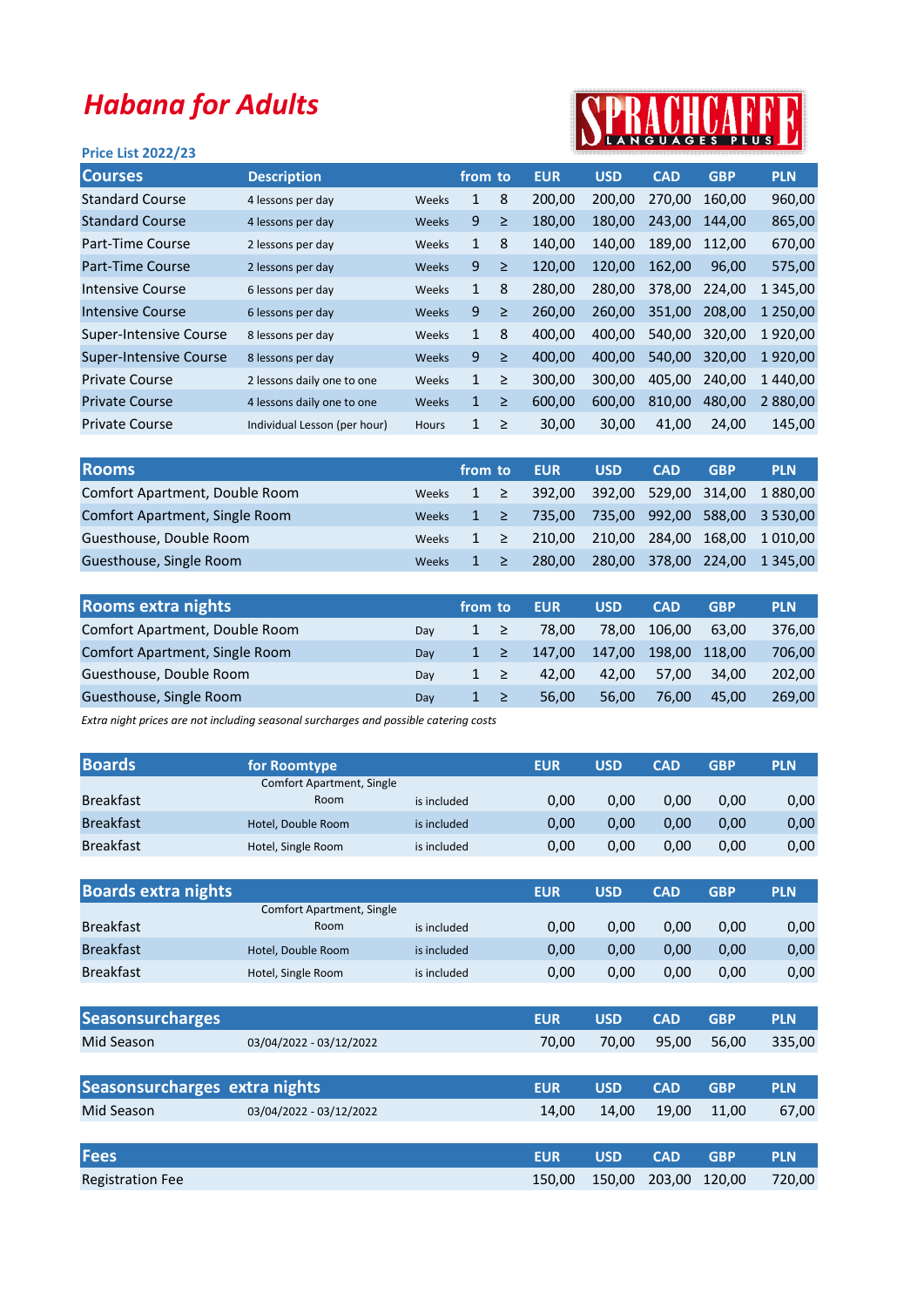# Habana for Adults

SPRACHCAFFE LANGUAGES PLUS

### Price List 2022/23

| Courses | Description | | from | to | EUR | USD | CAD | GBP | PLN |
|---|---|---|---|---|---|---|---|---|---|
| Standard Course | 4 lessons per day | Weeks | 1 | 8 | 200,00 | 200,00 | 270,00 | 160,00 | 960,00 |
| Standard Course | 4 lessons per day | Weeks | 9 | ≥ | 180,00 | 180,00 | 243,00 | 144,00 | 865,00 |
| Part-Time Course | 2 lessons per day | Weeks | 1 | 8 | 140,00 | 140,00 | 189,00 | 112,00 | 670,00 |
| Part-Time Course | 2 lessons per day | Weeks | 9 | ≥ | 120,00 | 120,00 | 162,00 | 96,00 | 575,00 |
| Intensive Course | 6 lessons per day | Weeks | 1 | 8 | 280,00 | 280,00 | 378,00 | 224,00 | 1 345,00 |
| Intensive Course | 6 lessons per day | Weeks | 9 | ≥ | 260,00 | 260,00 | 351,00 | 208,00 | 1 250,00 |
| Super-Intensive Course | 8 lessons per day | Weeks | 1 | 8 | 400,00 | 400,00 | 540,00 | 320,00 | 1 920,00 |
| Super-Intensive Course | 8 lessons per day | Weeks | 9 | ≥ | 400,00 | 400,00 | 540,00 | 320,00 | 1 920,00 |
| Private Course | 2 lessons daily one to one | Weeks | 1 | ≥ | 300,00 | 300,00 | 405,00 | 240,00 | 1 440,00 |
| Private Course | 4 lessons daily one to one | Weeks | 1 | ≥ | 600,00 | 600,00 | 810,00 | 480,00 | 2 880,00 |
| Private Course | Individual Lesson (per hour) | Hours | 1 | ≥ | 30,00 | 30,00 | 41,00 | 24,00 | 145,00 |

| Rooms | | from | to | EUR | USD | CAD | GBP | PLN |
|---|---|---|---|---|---|---|---|---|
| Comfort Apartment, Double Room | Weeks | 1 | ≥ | 392,00 | 392,00 | 529,00 | 314,00 | 1 880,00 |
| Comfort Apartment, Single Room | Weeks | 1 | ≥ | 735,00 | 735,00 | 992,00 | 588,00 | 3 530,00 |
| Guesthouse, Double Room | Weeks | 1 | ≥ | 210,00 | 210,00 | 284,00 | 168,00 | 1 010,00 |
| Guesthouse, Single Room | Weeks | 1 | ≥ | 280,00 | 280,00 | 378,00 | 224,00 | 1 345,00 |

| Rooms extra nights | | from | to | EUR | USD | CAD | GBP | PLN |
|---|---|---|---|---|---|---|---|---|
| Comfort Apartment, Double Room | Day | 1 | ≥ | 78,00 | 78,00 | 106,00 | 63,00 | 376,00 |
| Comfort Apartment, Single Room | Day | 1 | ≥ | 147,00 | 147,00 | 198,00 | 118,00 | 706,00 |
| Guesthouse, Double Room | Day | 1 | ≥ | 42,00 | 42,00 | 57,00 | 34,00 | 202,00 |
| Guesthouse, Single Room | Day | 1 | ≥ | 56,00 | 56,00 | 76,00 | 45,00 | 269,00 |

*Extra night prices are not including seasonal surcharges and possible catering costs*

| Boards | for Roomtype | | EUR | USD | CAD | GBP | PLN |
|---|---|---|---|---|---|---|---|
| Breakfast | Comfort Apartment, Single Room | is included | 0,00 | 0,00 | 0,00 | 0,00 | 0,00 |
| Breakfast | Hotel, Double Room | is included | 0,00 | 0,00 | 0,00 | 0,00 | 0,00 |
| Breakfast | Hotel, Single Room | is included | 0,00 | 0,00 | 0,00 | 0,00 | 0,00 |

| Boards extra nights | | | EUR | USD | CAD | GBP | PLN |
|---|---|---|---|---|---|---|---|
| Breakfast | Comfort Apartment, Single Room | is included | 0,00 | 0,00 | 0,00 | 0,00 | 0,00 |
| Breakfast | Hotel, Double Room | is included | 0,00 | 0,00 | 0,00 | 0,00 | 0,00 |
| Breakfast | Hotel, Single Room | is included | 0,00 | 0,00 | 0,00 | 0,00 | 0,00 |

| Seasonsurcharges | | EUR | USD | CAD | GBP | PLN |
|---|---|---|---|---|---|---|
| Mid Season | 03/04/2022 - 03/12/2022 | 70,00 | 70,00 | 95,00 | 56,00 | 335,00 |

| Seasonsurcharges extra nights | | EUR | USD | CAD | GBP | PLN |
|---|---|---|---|---|---|---|
| Mid Season | 03/04/2022 - 03/12/2022 | 14,00 | 14,00 | 19,00 | 11,00 | 67,00 |

| Fees | EUR | USD | CAD | GBP | PLN |
|---|---|---|---|---|---|
| Registration Fee | 150,00 | 150,00 | 203,00 | 120,00 | 720,00 |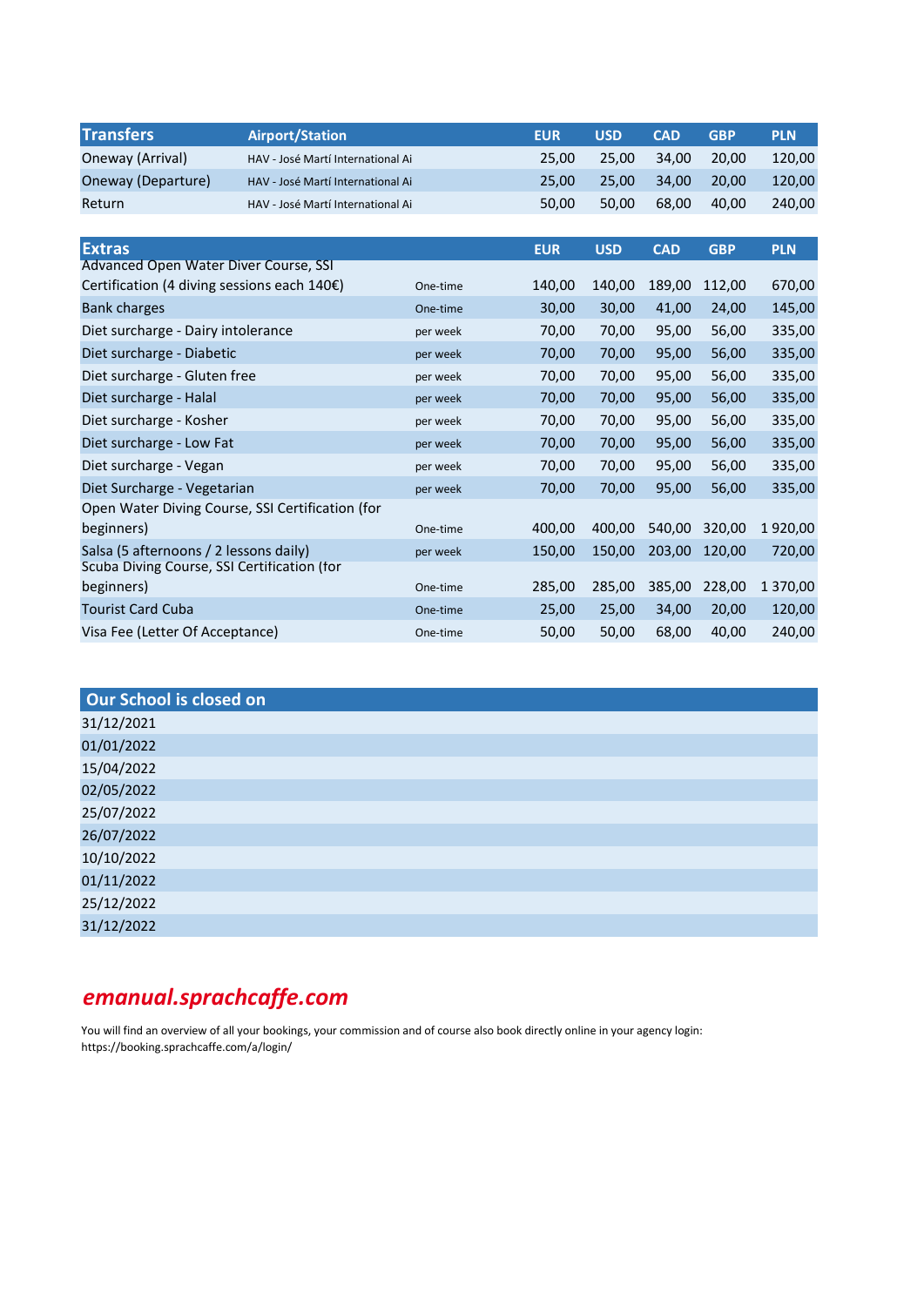| Transfers | Airport/Station | EUR | USD | CAD | GBP | PLN |
|---|---|---|---|---|---|---|
| Oneway (Arrival) | HAV - José Martí International Ai | 25,00 | 25,00 | 34,00 | 20,00 | 120,00 |
| Oneway (Departure) | HAV - José Martí International Ai | 25,00 | 25,00 | 34,00 | 20,00 | 120,00 |
| Return | HAV - José Martí International Ai | 50,00 | 50,00 | 68,00 | 40,00 | 240,00 |

| Extras | | EUR | USD | CAD | GBP | PLN |
|---|---|---|---|---|---|---|
| Advanced Open Water Diver Course, SSI Certification (4 diving sessions each 140€) | One-time | 140,00 | 140,00 | 189,00 | 112,00 | 670,00 |
| Bank charges | One-time | 30,00 | 30,00 | 41,00 | 24,00 | 145,00 |
| Diet surcharge - Dairy intolerance | per week | 70,00 | 70,00 | 95,00 | 56,00 | 335,00 |
| Diet surcharge - Diabetic | per week | 70,00 | 70,00 | 95,00 | 56,00 | 335,00 |
| Diet surcharge - Gluten free | per week | 70,00 | 70,00 | 95,00 | 56,00 | 335,00 |
| Diet surcharge - Halal | per week | 70,00 | 70,00 | 95,00 | 56,00 | 335,00 |
| Diet surcharge - Kosher | per week | 70,00 | 70,00 | 95,00 | 56,00 | 335,00 |
| Diet surcharge - Low Fat | per week | 70,00 | 70,00 | 95,00 | 56,00 | 335,00 |
| Diet surcharge - Vegan | per week | 70,00 | 70,00 | 95,00 | 56,00 | 335,00 |
| Diet Surcharge - Vegetarian | per week | 70,00 | 70,00 | 95,00 | 56,00 | 335,00 |
| Open Water Diving Course, SSI Certification (for beginners) | One-time | 400,00 | 400,00 | 540,00 | 320,00 | 1 920,00 |
| Salsa (5 afternoons / 2 lessons daily) | per week | 150,00 | 150,00 | 203,00 | 120,00 | 720,00 |
| Scuba Diving Course, SSI Certification (for beginners) | One-time | 285,00 | 285,00 | 385,00 | 228,00 | 1 370,00 |
| Tourist Card Cuba | One-time | 25,00 | 25,00 | 34,00 | 20,00 | 120,00 |
| Visa Fee (Letter Of Acceptance) | One-time | 50,00 | 50,00 | 68,00 | 40,00 | 240,00 |

| Our School is closed on |
|---|
| 31/12/2021 |
| 01/01/2022 |
| 15/04/2022 |
| 02/05/2022 |
| 25/07/2022 |
| 26/07/2022 |
| 10/10/2022 |
| 01/11/2022 |
| 25/12/2022 |
| 31/12/2022 |

## *emanual.sprachcaffe.com*

You will find an overview of all your bookings, your commission and of course also book directly online in your agency login:
https://booking.sprachcaffe.com/a/login/